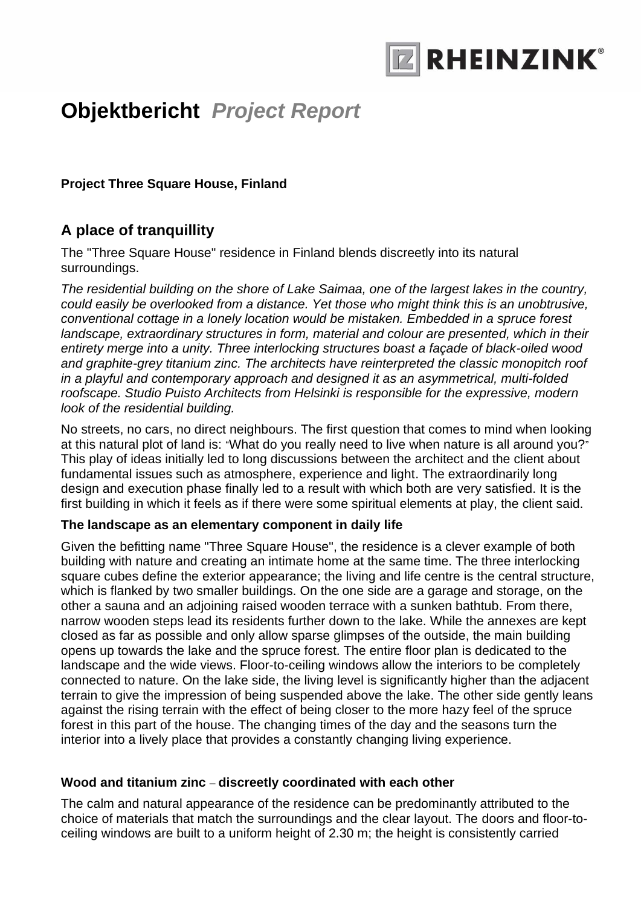RHEINZINK®

# **Objektbericht** *Project Report*

**Project Three Square House, Finland**

## A place of tranquillity

The "Three Square House" residence in Finland blends discreetly into its natural surroundings.

*The residential building on the shore of Lake Saimaa, one of the largest lakes in the country, could easily be overlooked from a distance. Yet those who might think this is an unobtrusive, conventional cottage in a lonely location would be mistaken. Embedded in a spruce forest landscape, extraordinary structures in form, material and colour are presented, which in their entirety merge into a unity. Three interlocking structures boast a façade of black-oiled wood and graphite-grey titanium zinc. The architects have reinterpreted the classic monopitch roof in a playful and contemporary approach and designed it as an asymmetrical, multi-folded roofscape. Studio Puisto Architects from Helsinki is responsible for the expressive, modern look of the residential building.*

No streets, no cars, no direct neighbours. The first question that comes to mind when looking at this natural plot of land is: "What do you really need to live when nature is all around you?" This play of ideas initially led to long discussions between the architect and the client about fundamental issues such as atmosphere, experience and light. The extraordinarily long design and execution phase finally led to a result with which both are very satisfied. It is the first building in which it feels as if there were some spiritual elements at play, the client said.

### The landscape as an elementary component in daily life

Given the befitting name "Three Square House", the residence is a clever example of both building with nature and creating an intimate home at the same time. The three interlocking square cubes define the exterior appearance; the living and life centre is the central structure, which is flanked by two smaller buildings. On the one side are a garage and storage, on the other a sauna and an adjoining raised wooden terrace with a sunken bathtub. From there, narrow wooden steps lead its residents further down to the lake. While the annexes are kept closed as far as possible and only allow sparse glimpses of the outside, the main building opens up towards the lake and the spruce forest. The entire floor plan is dedicated to the landscape and the wide views. Floor-to-ceiling windows allow the interiors to be completely connected to nature. On the lake side, the living level is significantly higher than the adjacent terrain to give the impression of being suspended above the lake. The other side gently leans against the rising terrain with the effect of being closer to the more hazy feel of the spruce forest in this part of the house. The changing times of the day and the seasons turn the interior into a lively place that provides a constantly changing living experience.

### Wood and titanium zinc – discreetly coordinated with each other

The calm and natural appearance of the residence can be predominantly attributed to the choice of materials that match the surroundings and the clear layout. The doors and floor-to-ceiling windows are built to a uniform height of 2.30 m; the height is consistently carried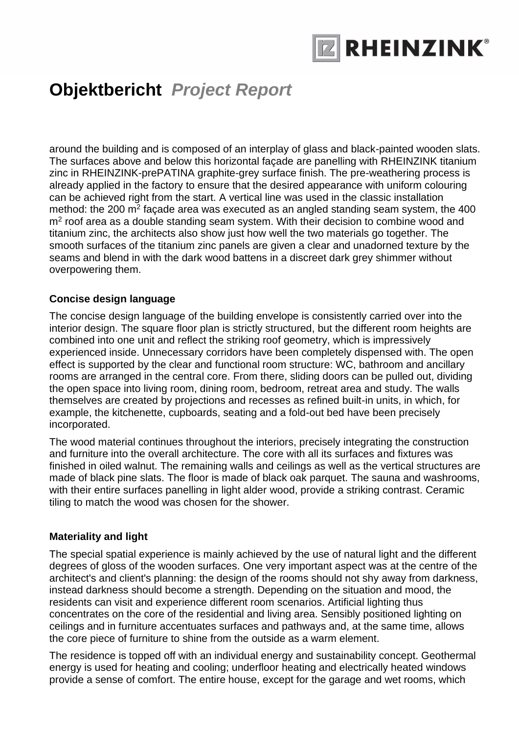around the building and is composed of an interplay of glass and black-painted wooden slats. The surfaces above and below this horizontal façade are panelling with RHEINZINK titanium zinc in RHEINZINK-prePATINA graphite-grey surface finish. The pre-weathering process is already applied in the factory to ensure that the desired appearance with uniform colouring can be achieved right from the start. A vertical line was used in the classic installation method: the 200 $m^2$ façade area was executed as an angled standing seam system, the 400 $m^2$ roof area as a double standing seam system. With their decision to combine wood and titanium zinc, the architects also show just how well the two materials go together. The smooth surfaces of the titanium zinc panels are given a clear and unadorned texture by the seams and blend in with the dark wood battens in a discreet dark grey shimmer without overpowering them.

### Concise design language

The concise design language of the building envelope is consistently carried over into the interior design. The square floor plan is strictly structured, but the different room heights are combined into one unit and reflect the striking roof geometry, which is impressively experienced inside. Unnecessary corridors have been completely dispensed with. The open effect is supported by the clear and functional room structure: WC, bathroom and ancillary rooms are arranged in the central core. From there, sliding doors can be pulled out, dividing the open space into living room, dining room, bedroom, retreat area and study. The walls themselves are created by projections and recesses as refined built-in units, in which, for example, the kitchenette, cupboards, seating and a fold-out bed have been precisely incorporated.

The wood material continues throughout the interiors, precisely integrating the construction and furniture into the overall architecture. The core with all its surfaces and fixtures was finished in oiled walnut. The remaining walls and ceilings as well as the vertical structures are made of black pine slats. The floor is made of black oak parquet. The sauna and washrooms, with their entire surfaces panelling in light alder wood, provide a striking contrast. Ceramic tiling to match the wood was chosen for the shower.

### Materiality and light

The special spatial experience is mainly achieved by the use of natural light and the different degrees of gloss of the wooden surfaces. One very important aspect was at the centre of the architect's and client's planning: the design of the rooms should not shy away from darkness, instead darkness should become a strength. Depending on the situation and mood, the residents can visit and experience different room scenarios. Artificial lighting thus concentrates on the core of the residential and living area. Sensibly positioned lighting on ceilings and in furniture accentuates surfaces and pathways and, at the same time, allows the core piece of furniture to shine from the outside as a warm element.

The residence is topped off with an individual energy and sustainability concept. Geothermal energy is used for heating and cooling; underfloor heating and electrically heated windows provide a sense of comfort. The entire house, except for the garage and wet rooms, which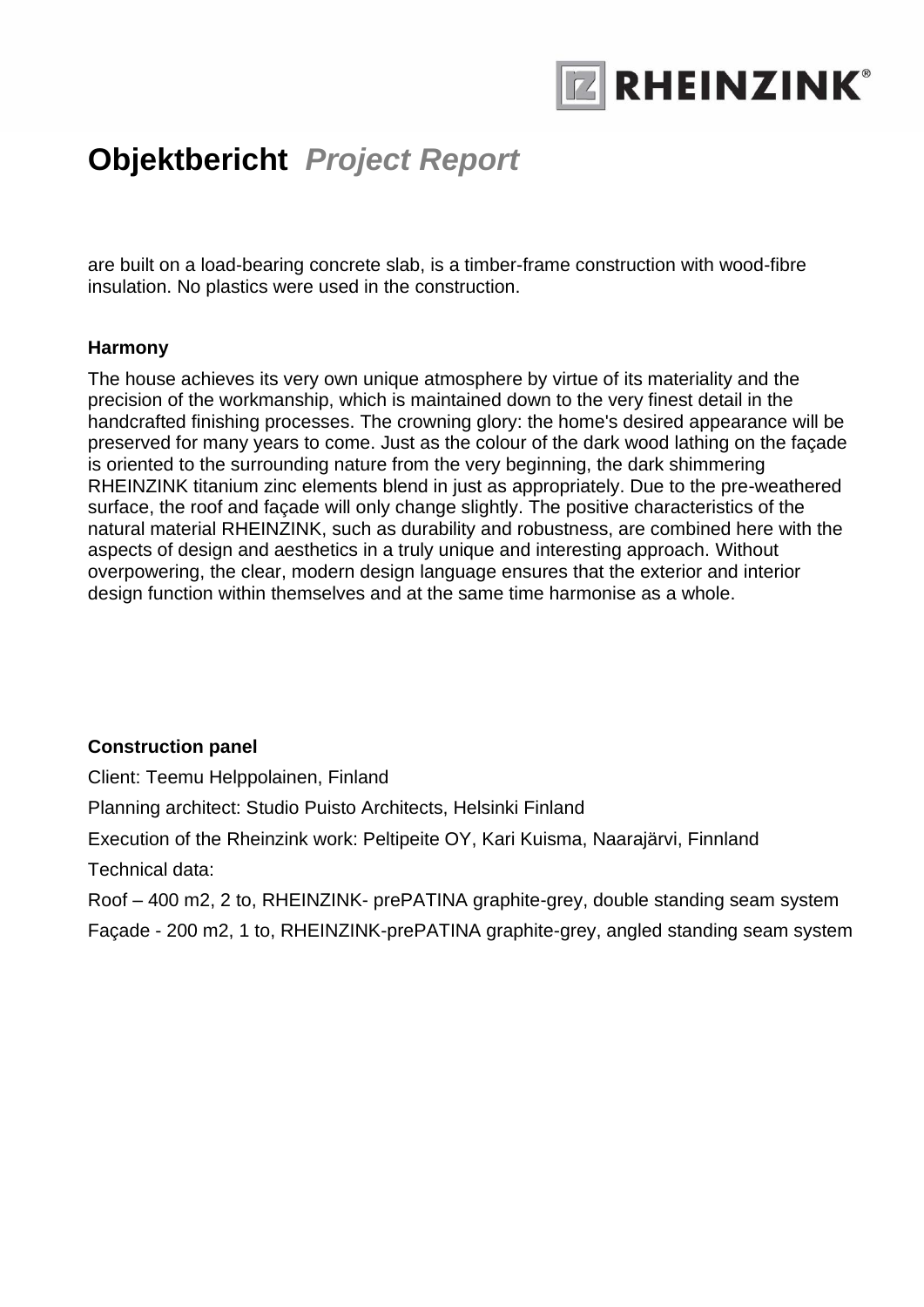are built on a load-bearing concrete slab, is a timber-frame construction with wood-fibre insulation. No plastics were used in the construction.

**Harmony**

The house achieves its very own unique atmosphere by virtue of its materiality and the precision of the workmanship, which is maintained down to the very finest detail in the handcrafted finishing processes. The crowning glory: the home's desired appearance will be preserved for many years to come. Just as the colour of the dark wood lathing on the façade is oriented to the surrounding nature from the very beginning, the dark shimmering RHEINZINK titanium zinc elements blend in just as appropriately. Due to the pre-weathered surface, the roof and façade will only change slightly. The positive characteristics of the natural material RHEINZINK, such as durability and robustness, are combined here with the aspects of design and aesthetics in a truly unique and interesting approach. Without overpowering, the clear, modern design language ensures that the exterior and interior design function within themselves and at the same time harmonise as a whole.

**Construction panel**

Client: Teemu Helppolainen, Finland

Planning architect: Studio Puisto Architects, Helsinki Finland

Execution of the Rheinzink work: Peltipeite OY, Kari Kuisma, Naarajärvi, Finnland

Technical data:

Roof – 400 m2, 2 to, RHEINZINK- prePATINA graphite-grey, double standing seam system

Façade - 200 m2, 1 to, RHEINZINK-prePATINA graphite-grey, angled standing seam system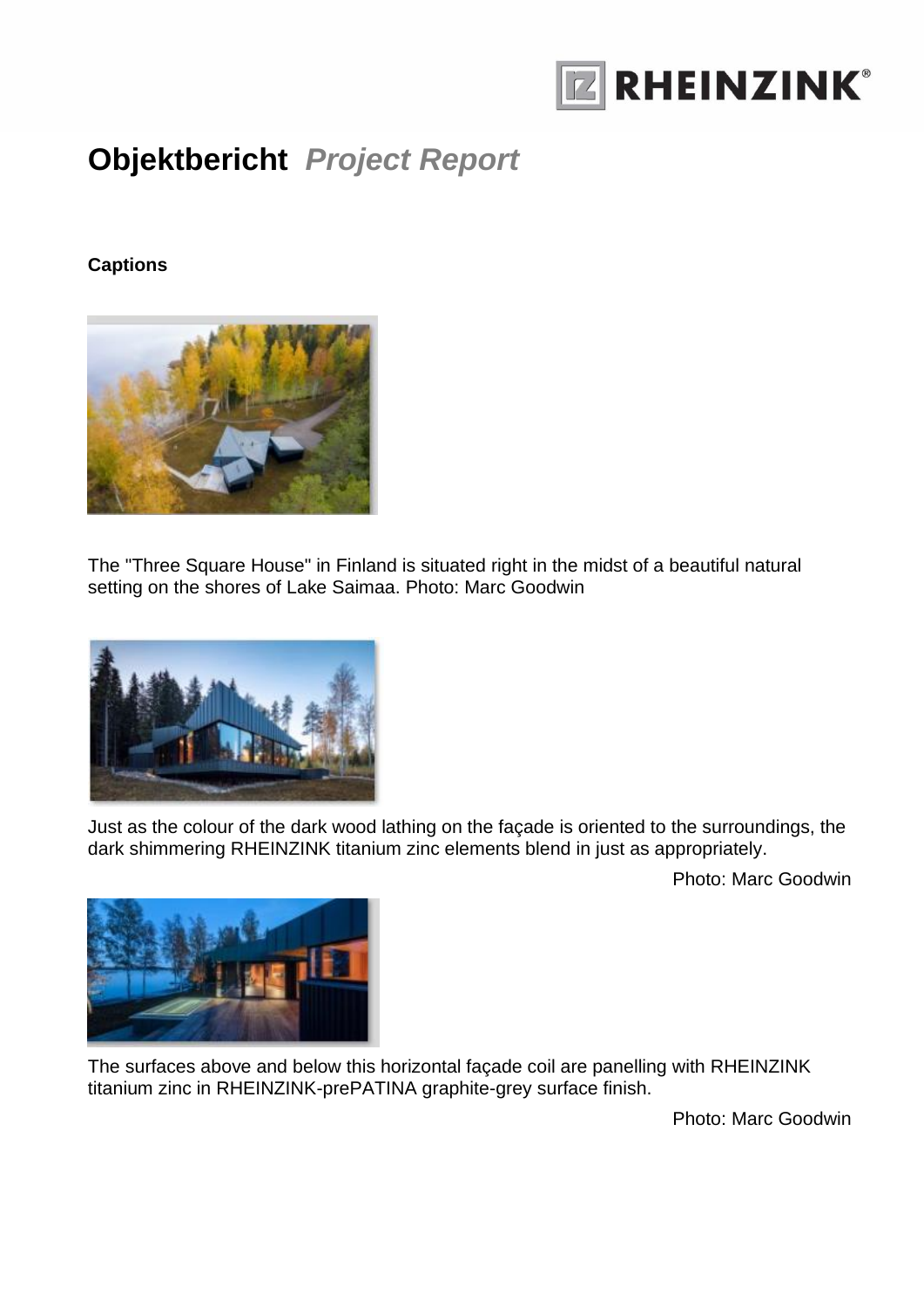# Objektbericht *Project Report*

**Captions**

The "Three Square House" in Finland is situated right in the midst of a beautiful natural setting on the shores of Lake Saimaa. Photo: Marc Goodwin

Just as the colour of the dark wood lathing on the façade is oriented to the surroundings, the dark shimmering RHEINZINK titanium zinc elements blend in just as appropriately.

Photo: Marc Goodwin

The surfaces above and below this horizontal façade coil are panelling with RHEINZINK titanium zinc in RHEINZINK-prePATINA graphite-grey surface finish.

Photo: Marc Goodwin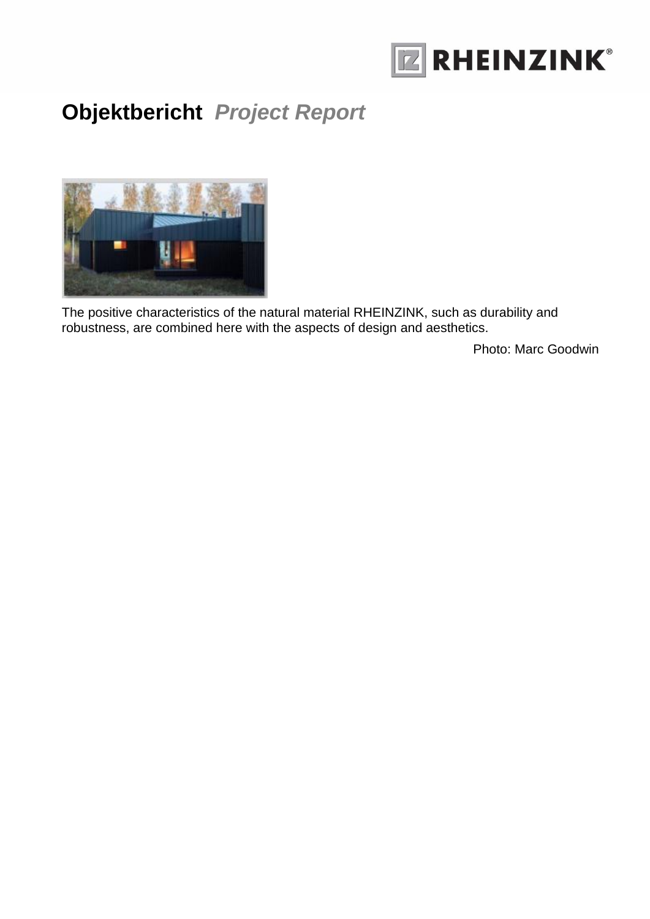**Objektbericht** ***Project Report***

The positive characteristics of the natural material RHEINZINK, such as durability and robustness, are combined here with the aspects of design and aesthetics.

Photo: Marc Goodwin